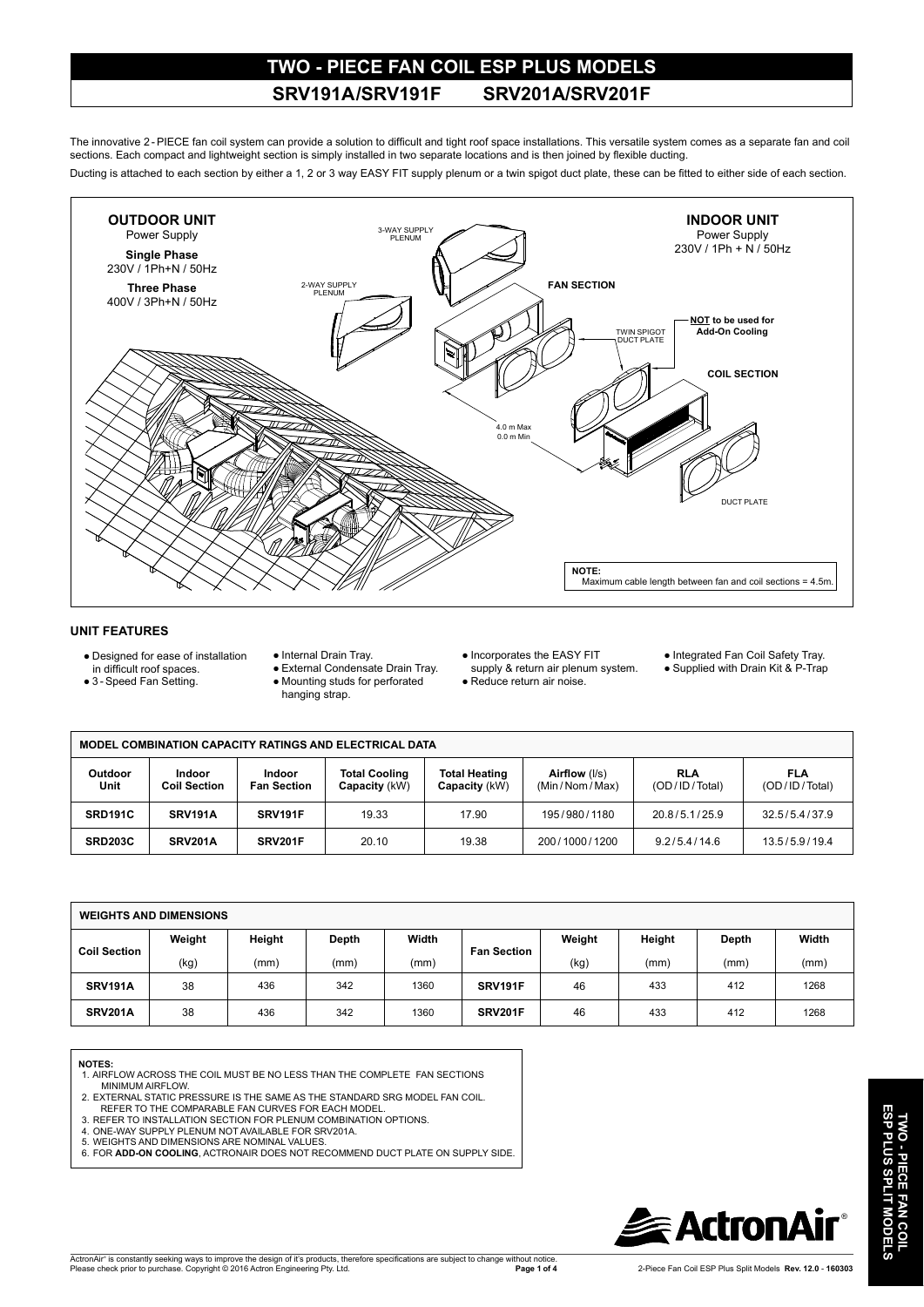# TWO - PIECE FAN COIL ESP PLUS MODELS

## SRV191A/SRV191F SRV201A/SRV201F

The innovative 2 - PIECE fan coil system can provide a solution to difficult and tight roof space installations. This versatile system comes as a separate fan and coil sections. Each compact and lightweight section is simply installed in two separate locations and is then joined by flexible ducting.

Ducting is attached to each section by either a 1, 2 or 3 way EASY FIT supply plenum or a twin spigot duct plate, these can be fitted to either side of each section.

**OUTDOOR UNIT**
Power Supply
**Single Phase**
230V / 1Ph+N / 50Hz
**Three Phase**
400V / 3Ph+N / 50Hz

**INDOOR UNIT**
Power Supply
230V / 1Ph + N / 50Hz

3-WAY SUPPLY PLENUM
2-WAY SUPPLY PLENUM
**FAN SECTION**
TWIN SPIGOT DUCT PLATE
**NOT to be used for Add-On Cooling**
**COIL SECTION**
4.0 m Max
0.0 m Min
DUCT PLATE

**NOTE:**
Maximum cable length between fan and coil sections = 4.5m.

### UNIT FEATURES

- Designed for ease of installation in difficult roof spaces.
- 3 - Speed Fan Setting.
- Internal Drain Tray.
- External Condensate Drain Tray.
- Mounting studs for perforated hanging strap.
- Incorporates the EASY FIT supply & return air plenum system.
- Reduce return air noise.
- Integrated Fan Coil Safety Tray.
- Supplied with Drain Kit & P-Trap

**MODEL COMBINATION CAPACITY RATINGS AND ELECTRICAL DATA**

| Outdoor Unit | Indoor Coil Section | Indoor Fan Section | Total Cooling Capacity (kW) | Total Heating Capacity (kW) | Airflow (l/s) (Min / Nom / Max) | RLA (OD / ID / Total) | FLA (OD / ID / Total) |
|---|---|---|---|---|---|---|---|
| **SRD191C** | **SRV191A** | **SRV191F** | 19.33 | 17.90 | 195 / 980 / 1180 | 20.8 / 5.1 / 25.9 | 32.5 / 5.4 / 37.9 |
| **SRD203C** | **SRV201A** | **SRV201F** | 20.10 | 19.38 | 200 / 1000 / 1200 | 9.2 / 5.4 / 14.6 | 13.5 / 5.9 / 19.4 |

**WEIGHTS AND DIMENSIONS**

| Coil Section | Weight (kg) | Height (mm) | Depth (mm) | Width (mm) | Fan Section | Weight (kg) | Height (mm) | Depth (mm) | Width (mm) |
|---|---|---|---|---|---|---|---|---|---|
| **SRV191A** | 38 | 436 | 342 | 1360 | **SRV191F** | 46 | 433 | 412 | 1268 |
| **SRV201A** | 38 | 436 | 342 | 1360 | **SRV201F** | 46 | 433 | 412 | 1268 |

**NOTES:**
1. AIRFLOW ACROSS THE COIL MUST BE NO LESS THAN THE COMPLETE FAN SECTIONS MINIMUM AIRFLOW.
2. EXTERNAL STATIC PRESSURE IS THE SAME AS THE STANDARD SRG MODEL FAN COIL. REFER TO THE COMPARABLE FAN CURVES FOR EACH MODEL.
3. REFER TO INSTALLATION SECTION FOR PLENUM COMBINATION OPTIONS.
4. ONE-WAY SUPPLY PLENUM NOT AVAILABLE FOR SRV201A.
5. WEIGHTS AND DIMENSIONS ARE NOMINAL VALUES.
6. FOR **ADD-ON COOLING**, ACTRONAIR DOES NOT RECOMMEND DUCT PLATE ON SUPPLY SIDE.

ActronAir® is constantly seeking ways to improve the design of it's products, therefore specifications are subject to change without notice. Please check prior to purchase. Copyright © 2016 Actron Engineering Pty. Ltd.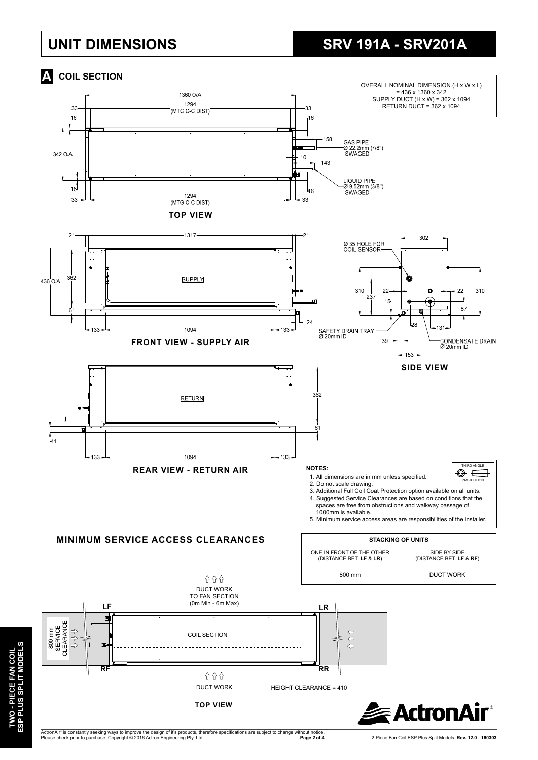# UNIT DIMENSIONS

## SRV 191A - SRV201A

### A COIL SECTION

OVERALL NOMINAL DIMENSION (H x W x L) = 436 x 1360 x 342
SUPPLY DUCT (H x W) = 362 x 1094
RETURN DUCT = 362 x 1094

1360 O/A
1294 (MTC C-C DIST)
33 33
16 16
158
GAS PIPE Ø 22.2mm (7/8") SWAGED
342 O/A
10
143
LIQUID PIPE Ø 9.52mm (3/8") SWAGED
16 16
1294 (MTG C-C DIST)
33 33

**TOP VIEW**

21 1317 21
436 O/A
362
SUPPLY
61
24
133 1094 133

**FRONT VIEW - SUPPLY AIR**

302
Ø 35 HOLE FOR COIL SENSOR
310 237 22 22 310
15
87
28
131
SAFETY DRAIN TRAY Ø 20mm ID
39
CONDENSATE DRAIN Ø 20mm ID
153

**SIDE VIEW**

RETURN
362
61
41
133 1094 133

**REAR VIEW - RETURN AIR**

**NOTES:**

1. All dimensions are in mm unless specified.
2. Do not scale drawing.
3. Additional Full Coil Coat Protection option available on all units.
4. Suggested Service Clearances are based on conditions that the spaces are free from obstructions and walkway passage of 1000mm is available.
5. Minimum service access areas are responsibilities of the installer.

THIRD ANGLE PROJECTION

## MINIMUM SERVICE ACCESS CLEARANCES

| STACKING OF UNITS | |
|---|---|
| ONE IN FRONT OF THE OTHER (DISTANCE BET. **LF** & **LR**) | SIDE BY SIDE (DISTANCE BET. **LF** & **RF**) |
| 800 mm | DUCT WORK |

DUCT WORK TO FAN SECTION (0m Min - 6m Max)
LF
LR
800 mm SERVICE CLEARANCE
COIL SECTION
RF
RR
DUCT WORK
HEIGHT CLEARANCE = 410

**TOP VIEW**

ActronAir®

TWO - PIECE FAN COIL ESP PLUS SPLIT MODELS

ActronAir® is constantly seeking ways to improve the design of it's products, therefore specifications are subject to change without notice.
Please check prior to purchase. Copyright © 2016 Actron Engineering Pty. Ltd.

2-Piece Fan Coil ESP Plus Split Models **Rev. 12.0 - 160303**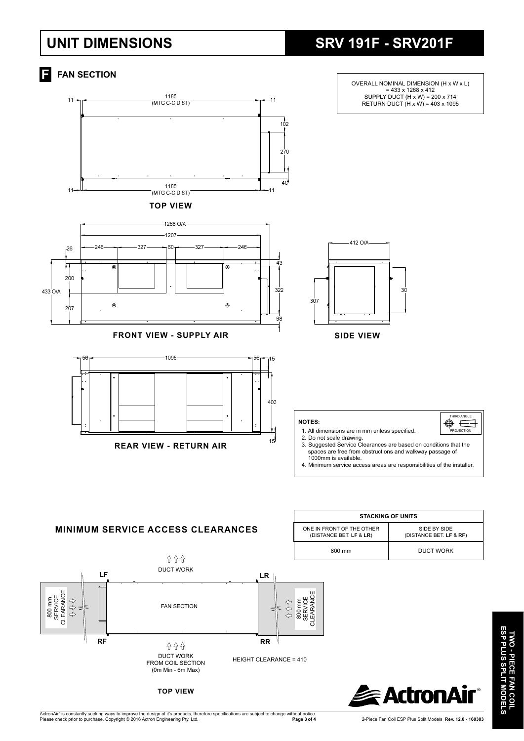# UNIT DIMENSIONS

# SRV 191F - SRV201F

## F FAN SECTION

OVERALL NOMINAL DIMENSION (H x W x L) = 433 x 1268 x 412
SUPPLY DUCT (H x W) = 200 x 714
RETURN DUCT (H x W) = 403 x 1095

**TOP VIEW**

**FRONT VIEW - SUPPLY AIR**

**SIDE VIEW**

**REAR VIEW - RETURN AIR**

**NOTES:**

1. All dimensions are in mm unless specified.
2. Do not scale drawing.
3. Suggested Service Clearances are based on conditions that the spaces are free from obstructions and walkway passage of 1000mm is available.
4. Minimum service access areas are responsibilities of the installer.

THIRD ANGLE PROJECTION

## MINIMUM SERVICE ACCESS CLEARANCES

| STACKING OF UNITS | |
|---|---|
| ONE IN FRONT OF THE OTHER (DISTANCE BET. **LF** & **LR**) | SIDE BY SIDE (DISTANCE BET. **LF** & **RF**) |
| 800 mm | DUCT WORK |

DUCT WORK

LF LR RF RR

800 mm SERVICE CLEARANCE

FAN SECTION

800 mm SERVICE CLEARANCE

DUCT WORK FROM COIL SECTION (0m Min - 6m Max)

HEIGHT CLEARANCE = 410

**TOP VIEW**

TWO - PIECE FAN COIL ESP PLUS SPLIT MODELS

ActronAir®

ActronAir® is constantly seeking ways to improve the design of it's products, therefore specifications are subject to change without notice.
Please check prior to purchase. Copyright © 2016 Actron Engineering Pty. Ltd.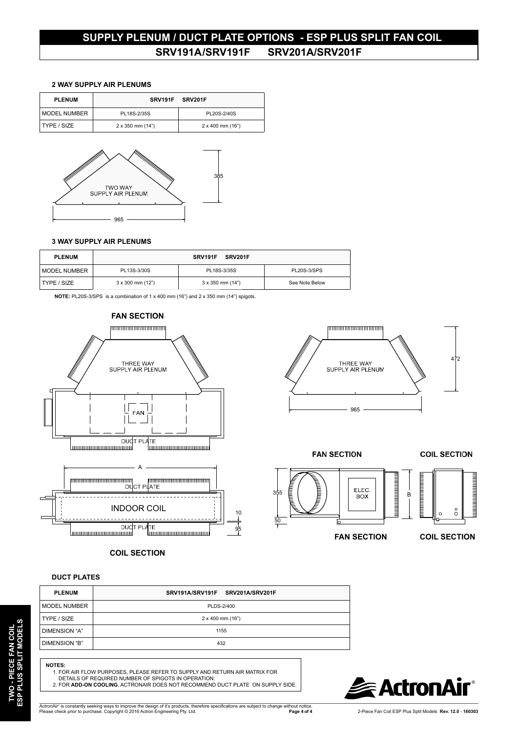# SUPPLY PLENUM / DUCT PLATE OPTIONS - ESP PLUS SPLIT FAN COIL

## SRV191A/SRV191F SRV201A/SRV201F

### 2 WAY SUPPLY AIR PLENUMS

| PLENUM | SRV191F | SRV201F |
| --- | --- | --- |
| MODEL NUMBER | PL18S-2/35S | PL20S-2/40S |
| TYPE / SIZE | 2 x 350 mm (14") | 2 x 400 mm (16") |

TWO WAY
SUPPLY AIR PLENUM

385

965

### 3 WAY SUPPLY AIR PLENUMS

| PLENUM | SRV191F SRV201F | |
| --- | --- | --- | --- |
| MODEL NUMBER | PL13S-3/30S | PL18S-3/35S | PL20S-3/SPS |
| TYPE / SIZE | 3 x 300 mm (12") | 3 x 350 mm (14") | See Note Below |

**NOTE:** PL20S-3/SPS is a combination of 1 x 400 mm (16") and 2 x 350 mm (14") spigots.

FAN SECTION

THREE WAY
SUPPLY AIR PLENUM

FAN

DUCT PLATE

THREE WAY
SUPPLY AIR PLENUM

472

965

A

DUCT PLATE

INDOOR COIL

DUCT PLATE

10

95

COIL SECTION

FAN SECTION

COIL SECTION

355

50

ELEC. BOX

B

FAN SECTION

COIL SECTION

### DUCT PLATES

| PLENUM | SRV191A/SRV191F SRV201A/SRV201F |
| --- | --- |
| MODEL NUMBER | PLDS-2/400 |
| TYPE / SIZE | 2 x 400 mm (16") |
| DIMENSION "A" | 1155 |
| DIMENSION "B" | 432 |

**NOTES:**

1. FOR AIR FLOW PURPOSES, PLEASE REFER TO SUPPLY AND RETURN AIR MATRIX FOR DETAILS OF REQUIRED NUMBER OF SPIGOTS IN OPERATION.
2. FOR **ADD-ON COOLING**, ACTRONAIR DOES NOT RECOMMEND DUCT PLATE ON SUPPLY SIDE.

TWO - PIECE FAN COIL
ESP PLUS SPLIT MODELS

ActronAir® is constantly seeking ways to improve the design of it's products, therefore specifications are subject to change without notice.
Please check prior to purchase. Copyright © 2016 Actron Engineering Pty. Ltd.